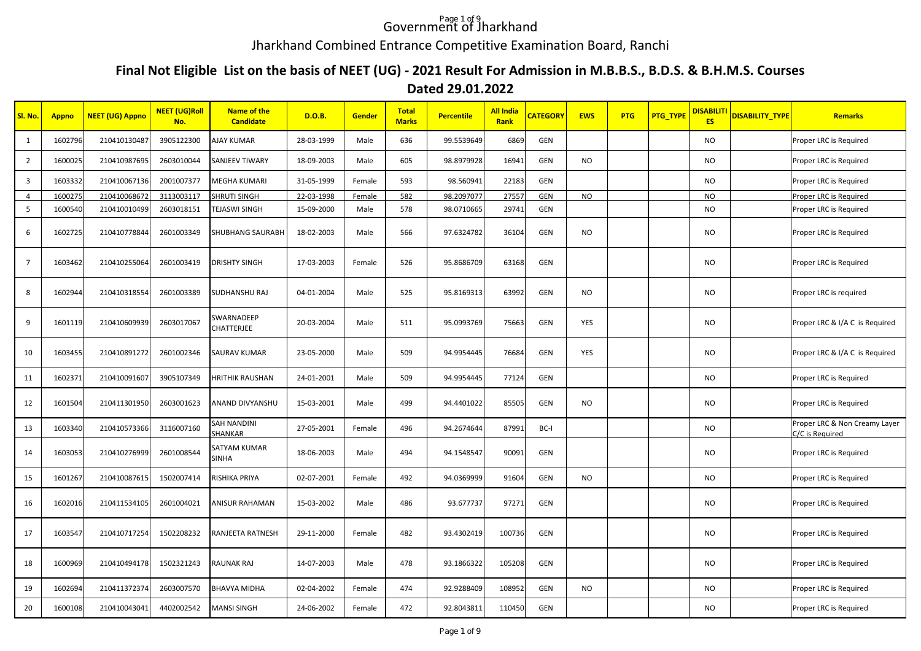# Government of Jharkhand

## Jharkhand Combined Entrance Competitive Examination Board, Ranchi

### Final Not Eligible List on the basis of NEET (UG) - 2021 Result For Admission in M.B.B.S., B.D.S. & B.H.M.S. Courses

### Dated 29.01.2022

| Sl. No. | Appno | NEET (UG) Appno | NEET (UG)Roll No. | Name of the Candidate | D.O.B. | Gender | Total Marks | Percentile | All India Rank | CATEGORY | EWS | PTG | PTG_TYPE | DISABILITIES | DISABILITY_TYPE | Remarks |
|---|---|---|---|---|---|---|---|---|---|---|---|---|---|---|---|---|
| 1 | 1602796 | 210410130487 | 3905122300 | AJAY KUMAR | 28-03-1999 | Male | 636 | 99.5539649 | 6869 | GEN | | | | NO | | Proper LRC is Required |
| 2 | 1600025 | 210410987695 | 2603010044 | SANJEEV TIWARY | 18-09-2003 | Male | 605 | 98.8979928 | 16941 | GEN | NO | | | NO | | Proper LRC is Required |
| 3 | 1603332 | 210410067136 | 2001007377 | MEGHA KUMARI | 31-05-1999 | Female | 593 | 98.560941 | 22183 | GEN | | | | NO | | Proper LRC is Required |
| 4 | 1600275 | 210410068672 | 3113003117 | SHRUTI SINGH | 22-03-1998 | Female | 582 | 98.2097077 | 27557 | GEN | NO | | | NO | | Proper LRC is Required |
| 5 | 1600540 | 210410010499 | 2603018151 | TEJASWI SINGH | 15-09-2000 | Male | 578 | 98.0710665 | 29741 | GEN | | | | NO | | Proper LRC is Required |
| 6 | 1602725 | 210410778844 | 2601003349 | SHUBHANG SAURABH | 18-02-2003 | Male | 566 | 97.6324782 | 36104 | GEN | NO | | | NO | | Proper LRC is Required |
| 7 | 1603462 | 210410255064 | 2601003419 | DRISHTY SINGH | 17-03-2003 | Female | 526 | 95.8686709 | 63168 | GEN | | | | NO | | Proper LRC is Required |
| 8 | 1602944 | 210410318554 | 2601003389 | SUDHANSHU RAJ | 04-01-2004 | Male | 525 | 95.8169313 | 63992 | GEN | NO | | | NO | | Proper LRC is required |
| 9 | 1601119 | 210410609939 | 2603017067 | SWARNADEEP CHATTERJEE | 20-03-2004 | Male | 511 | 95.0993769 | 75663 | GEN | YES | | | NO | | Proper LRC & I/A C is Required |
| 10 | 1603455 | 210410891272 | 2601002346 | SAURAV KUMAR | 23-05-2000 | Male | 509 | 94.9954445 | 76684 | GEN | YES | | | NO | | Proper LRC & I/A C is Required |
| 11 | 1602371 | 210410091607 | 3905107349 | HRITHIK RAUSHAN | 24-01-2001 | Male | 509 | 94.9954445 | 77124 | GEN | | | | NO | | Proper LRC is Required |
| 12 | 1601504 | 210411301950 | 2603001623 | ANAND DIVYANSHU | 15-03-2001 | Male | 499 | 94.4401022 | 85505 | GEN | NO | | | NO | | Proper LRC is Required |
| 13 | 1603340 | 210410573366 | 3116007160 | SAH NANDINI SHANKAR | 27-05-2001 | Female | 496 | 94.2674644 | 87991 | BC-I | | | | NO | | Proper LRC & Non Creamy Layer C/C is Required |
| 14 | 1603053 | 210410276999 | 2601008544 | SATYAM KUMAR SINHA | 18-06-2003 | Male | 494 | 94.1548547 | 90091 | GEN | | | | NO | | Proper LRC is Required |
| 15 | 1601267 | 210410087615 | 1502007414 | RISHIKA PRIYA | 02-07-2001 | Female | 492 | 94.0369999 | 91604 | GEN | NO | | | NO | | Proper LRC is Required |
| 16 | 1602016 | 210411534105 | 2601004021 | ANISUR RAHAMAN | 15-03-2002 | Male | 486 | 93.677737 | 97271 | GEN | | | | NO | | Proper LRC is Required |
| 17 | 1603547 | 210410717254 | 1502208232 | RANJEETA RATNESH | 29-11-2000 | Female | 482 | 93.4302419 | 100736 | GEN | | | | NO | | Proper LRC is Required |
| 18 | 1600969 | 210410494178 | 1502321243 | RAUNAK RAJ | 14-07-2003 | Male | 478 | 93.1866322 | 105208 | GEN | | | | NO | | Proper LRC is Required |
| 19 | 1602694 | 210411372374 | 2603007570 | BHAVYA MIDHA | 02-04-2002 | Female | 474 | 92.9288409 | 108952 | GEN | NO | | | NO | | Proper LRC is Required |
| 20 | 1600108 | 210410043041 | 4402002542 | MANSI SINGH | 24-06-2002 | Female | 472 | 92.8043811 | 110450 | GEN | | | | NO | | Proper LRC is Required |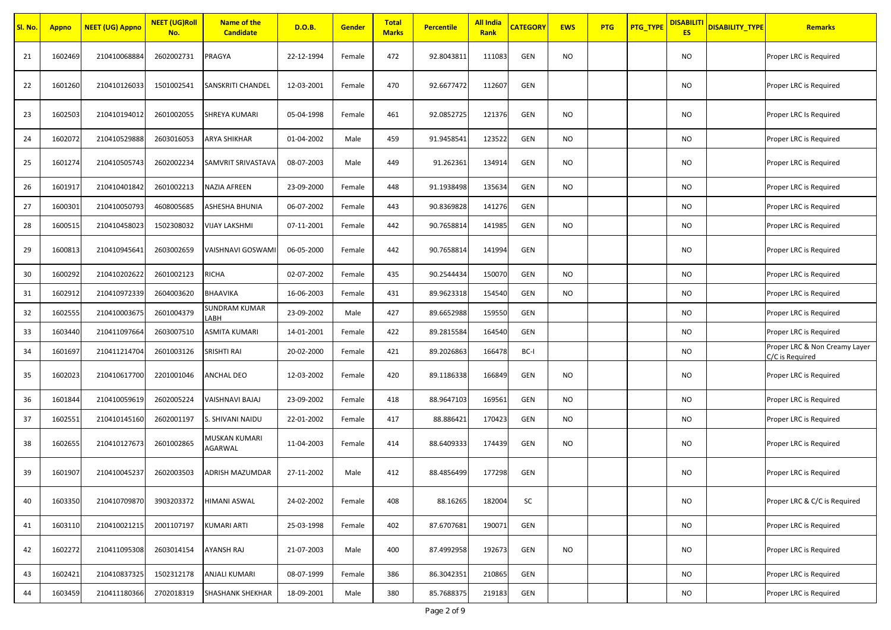| Sl. No. | Appno | NEET (UG) Appno | NEET (UG)Roll No. | Name of the Candidate | D.O.B. | Gender | Total Marks | Percentile | All India Rank | CATEGORY | EWS | PTG | PTG_TYPE | DISABILITIES | DISABILITY_TYPE | Remarks |
|---|---|---|---|---|---|---|---|---|---|---|---|---|---|---|---|---|
| 21 | 1602469 | 210410068884 | 2602002731 | PRAGYA | 22-12-1994 | Female | 472 | 92.8043811 | 111083 | GEN | NO | | | NO | | Proper LRC is Required |
| 22 | 1601260 | 210410126033 | 1501002541 | SANSKRITI CHANDEL | 12-03-2001 | Female | 470 | 92.6677472 | 112607 | GEN | | | | NO | | Proper LRC is Required |
| 23 | 1602503 | 210410194012 | 2601002055 | SHREYA KUMARI | 05-04-1998 | Female | 461 | 92.0852725 | 121376 | GEN | NO | | | NO | | Proper LRC Is Required |
| 24 | 1602072 | 210410529888 | 2603016053 | ARYA SHIKHAR | 01-04-2002 | Male | 459 | 91.9458541 | 123522 | GEN | NO | | | NO | | Proper LRC is Required |
| 25 | 1601274 | 210410505743 | 2602002234 | SAMVRIT SRIVASTAVA | 08-07-2003 | Male | 449 | 91.262361 | 134914 | GEN | NO | | | NO | | Proper LRC is Required |
| 26 | 1601917 | 210410401842 | 2601002213 | NAZIA AFREEN | 23-09-2000 | Female | 448 | 91.1938498 | 135634 | GEN | NO | | | NO | | Proper LRC is Required |
| 27 | 1600301 | 210410050793 | 4608005685 | ASHESHA BHUNIA | 06-07-2002 | Female | 443 | 90.8369828 | 141276 | GEN | | | | NO | | Proper LRC is Required |
| 28 | 1600515 | 210410458023 | 1502308032 | VIJAY LAKSHMI | 07-11-2001 | Female | 442 | 90.7658814 | 141985 | GEN | NO | | | NO | | Proper LRC is Required |
| 29 | 1600813 | 210410945641 | 2603002659 | VAISHNAVI GOSWAMI | 06-05-2000 | Female | 442 | 90.7658814 | 141994 | GEN | | | | NO | | Proper LRC is Required |
| 30 | 1600292 | 210410202622 | 2601002123 | RICHA | 02-07-2002 | Female | 435 | 90.2544434 | 150070 | GEN | NO | | | NO | | Proper LRC is Required |
| 31 | 1602912 | 210410972339 | 2604003620 | BHAAVIKA | 16-06-2003 | Female | 431 | 89.9623318 | 154540 | GEN | NO | | | NO | | Proper LRC is Required |
| 32 | 1602555 | 210410003675 | 2601004379 | SUNDRAM KUMAR LABH | 23-09-2002 | Male | 427 | 89.6652988 | 159550 | GEN | | | | NO | | Proper LRC is Required |
| 33 | 1603440 | 210411097664 | 2603007510 | ASMITA KUMARI | 14-01-2001 | Female | 422 | 89.2815584 | 164540 | GEN | | | | NO | | Proper LRC is Required |
| 34 | 1601697 | 210411214704 | 2601003126 | SRISHTI RAI | 20-02-2000 | Female | 421 | 89.2026863 | 166478 | BC-I | | | | NO | | Proper LRC & Non Creamy Layer C/C is Required |
| 35 | 1602023 | 210410617700 | 2201001046 | ANCHAL DEO | 12-03-2002 | Female | 420 | 89.1186338 | 166849 | GEN | NO | | | NO | | Proper LRC is Required |
| 36 | 1601844 | 210410059619 | 2602005224 | VAISHNAVI BAJAJ | 23-09-2002 | Female | 418 | 88.9647103 | 169561 | GEN | NO | | | NO | | Proper LRC is Required |
| 37 | 1602551 | 210410145160 | 2602001197 | S. SHIVANI NAIDU | 22-01-2002 | Female | 417 | 88.886421 | 170423 | GEN | NO | | | NO | | Proper LRC is Required |
| 38 | 1602655 | 210410127673 | 2601002865 | MUSKAN KUMARI AGARWAL | 11-04-2003 | Female | 414 | 88.6409333 | 174439 | GEN | NO | | | NO | | Proper LRC is Required |
| 39 | 1601907 | 210410045237 | 2602003503 | ADRISH MAZUMDAR | 27-11-2002 | Male | 412 | 88.4856499 | 177298 | GEN | | | | NO | | Proper LRC is Required |
| 40 | 1603350 | 210410709870 | 3903203372 | HIMANI ASWAL | 24-02-2002 | Female | 408 | 88.16265 | 182004 | SC | | | | NO | | Proper LRC & C/C is Required |
| 41 | 1603110 | 210410021215 | 2001107197 | KUMARI ARTI | 25-03-1998 | Female | 402 | 87.6707681 | 190071 | GEN | | | | NO | | Proper LRC is Required |
| 42 | 1602272 | 210411095308 | 2603014154 | AYANSH RAJ | 21-07-2003 | Male | 400 | 87.4992958 | 192673 | GEN | NO | | | NO | | Proper LRC is Required |
| 43 | 1602421 | 210410837325 | 1502312178 | ANJALI KUMARI | 08-07-1999 | Female | 386 | 86.3042351 | 210865 | GEN | | | | NO | | Proper LRC is Required |
| 44 | 1603459 | 210411180366 | 2702018319 | SHASHANK SHEKHAR | 18-09-2001 | Male | 380 | 85.7688375 | 219183 | GEN | | | | NO | | Proper LRC is Required |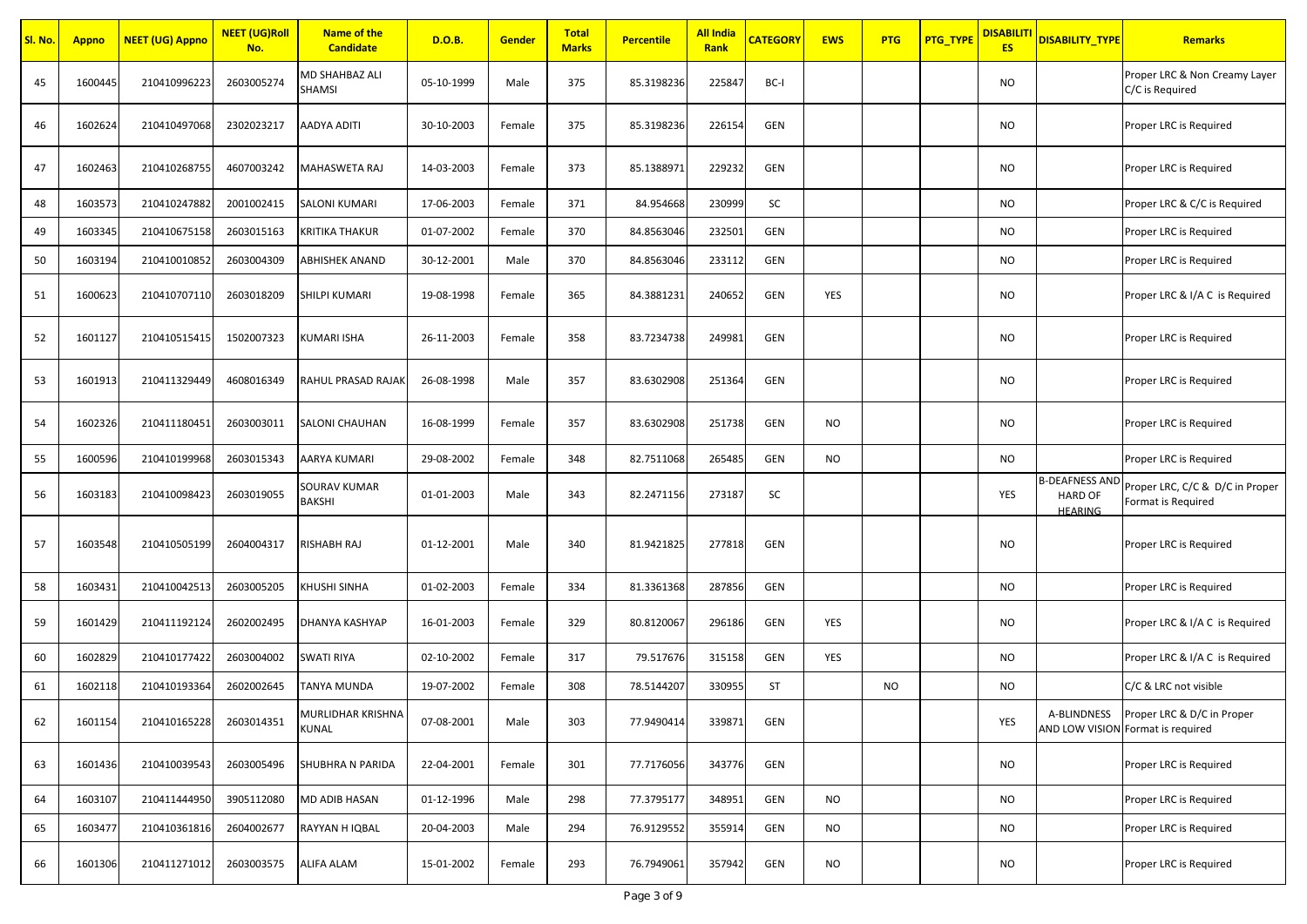| Sl. No. | Appno | NEET (UG) Appno | NEET (UG)Roll No. | Name of the Candidate | D.O.B. | Gender | Total Marks | Percentile | All India Rank | CATEGORY | EWS | PTG | PTG_TYPE | DISABILITIES | DISABILITY_TYPE | Remarks |
|---|---|---|---|---|---|---|---|---|---|---|---|---|---|---|---|---|
| 45 | 1600445 | 210410996223 | 2603005274 | MD SHAHBAZ ALI SHAMSI | 05-10-1999 | Male | 375 | 85.3198236 | 225847 | BC-I | | | | NO | | Proper LRC & Non Creamy Layer C/C is Required |
| 46 | 1602624 | 210410497068 | 2302023217 | AADYA ADITI | 30-10-2003 | Female | 375 | 85.3198236 | 226154 | GEN | | | | NO | | Proper LRC is Required |
| 47 | 1602463 | 210410268755 | 4607003242 | MAHASWETA RAJ | 14-03-2003 | Female | 373 | 85.1388971 | 229232 | GEN | | | | NO | | Proper LRC is Required |
| 48 | 1603573 | 210410247882 | 2001002415 | SALONI KUMARI | 17-06-2003 | Female | 371 | 84.954668 | 230999 | SC | | | | NO | | Proper LRC & C/C is Required |
| 49 | 1603345 | 210410675158 | 2603015163 | KRITIKA THAKUR | 01-07-2002 | Female | 370 | 84.8563046 | 232501 | GEN | | | | NO | | Proper LRC is Required |
| 50 | 1603194 | 210410010852 | 2603004309 | ABHISHEK ANAND | 30-12-2001 | Male | 370 | 84.8563046 | 233112 | GEN | | | | NO | | Proper LRC is Required |
| 51 | 1600623 | 210410707110 | 2603018209 | SHILPI KUMARI | 19-08-1998 | Female | 365 | 84.3881231 | 240652 | GEN | YES | | | NO | | Proper LRC & I/A C is Required |
| 52 | 1601127 | 210410515415 | 1502007323 | KUMARI ISHA | 26-11-2003 | Female | 358 | 83.7234738 | 249981 | GEN | | | | NO | | Proper LRC is Required |
| 53 | 1601913 | 210411329449 | 4608016349 | RAHUL PRASAD RAJAK | 26-08-1998 | Male | 357 | 83.6302908 | 251364 | GEN | | | | NO | | Proper LRC is Required |
| 54 | 1602326 | 210411180451 | 2603003011 | SALONI CHAUHAN | 16-08-1999 | Female | 357 | 83.6302908 | 251738 | GEN | NO | | | NO | | Proper LRC is Required |
| 55 | 1600596 | 210410199968 | 2603015343 | AARYA KUMARI | 29-08-2002 | Female | 348 | 82.7511068 | 265485 | GEN | NO | | | NO | | Proper LRC is Required |
| 56 | 1603183 | 210410098423 | 2603019055 | SOURAV KUMAR BAKSHI | 01-01-2003 | Male | 343 | 82.2471156 | 273187 | SC | | | | YES | B-DEAFNESS AND HARD OF HEARING | Proper LRC, C/C & D/C in Proper Format is Required |
| 57 | 1603548 | 210410505199 | 2604004317 | RISHABH RAJ | 01-12-2001 | Male | 340 | 81.9421825 | 277818 | GEN | | | | NO | | Proper LRC is Required |
| 58 | 1603431 | 210410042513 | 2603005205 | KHUSHI SINHA | 01-02-2003 | Female | 334 | 81.3361368 | 287856 | GEN | | | | NO | | Proper LRC is Required |
| 59 | 1601429 | 210411192124 | 2602002495 | DHANYA KASHYAP | 16-01-2003 | Female | 329 | 80.8120067 | 296186 | GEN | YES | | | NO | | Proper LRC & I/A C is Required |
| 60 | 1602829 | 210410177422 | 2603004002 | SWATI RIYA | 02-10-2002 | Female | 317 | 79.517676 | 315158 | GEN | YES | | | NO | | Proper LRC & I/A C is Required |
| 61 | 1602118 | 210410193364 | 2602002645 | TANYA MUNDA | 19-07-2002 | Female | 308 | 78.5144207 | 330955 | ST | | NO | | NO | | C/C & LRC not visible |
| 62 | 1601154 | 210410165228 | 2603014351 | MURLIDHAR KRISHNA KUNAL | 07-08-2001 | Male | 303 | 77.9490414 | 339871 | GEN | | | | YES | A-BLINDNESS AND LOW VISION | Proper LRC & D/C in Proper Format is required |
| 63 | 1601436 | 210410039543 | 2603005496 | SHUBHRA N PARIDA | 22-04-2001 | Female | 301 | 77.7176056 | 343776 | GEN | | | | NO | | Proper LRC is Required |
| 64 | 1603107 | 210411444950 | 3905112080 | MD ADIB HASAN | 01-12-1996 | Male | 298 | 77.3795177 | 348951 | GEN | NO | | | NO | | Proper LRC is Required |
| 65 | 1603477 | 210410361816 | 2604002677 | RAYYAN H IQBAL | 20-04-2003 | Male | 294 | 76.9129552 | 355914 | GEN | NO | | | NO | | Proper LRC is Required |
| 66 | 1601306 | 210411271012 | 2603003575 | ALIFA ALAM | 15-01-2002 | Female | 293 | 76.7949061 | 357942 | GEN | NO | | | NO | | Proper LRC is Required |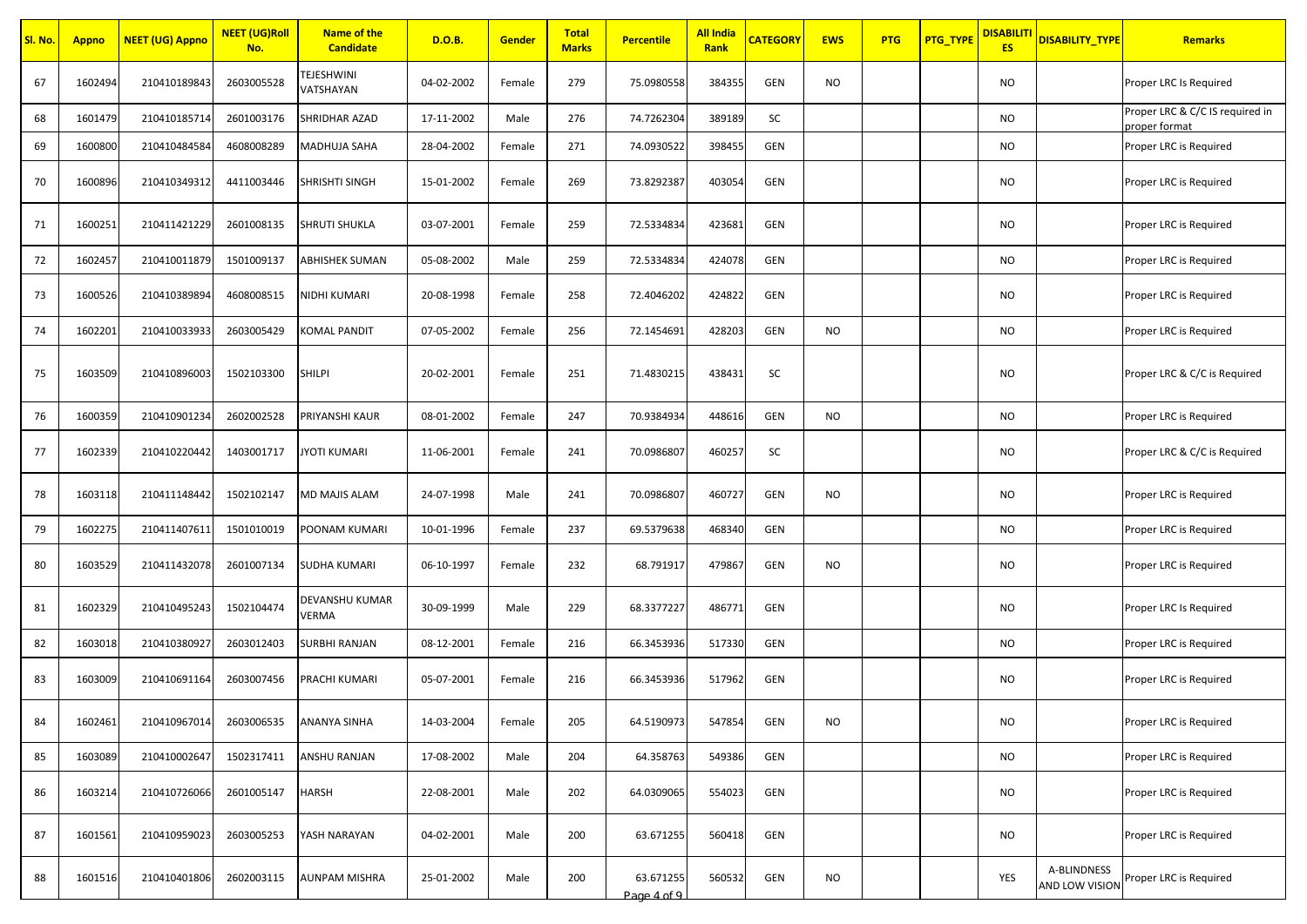| Sl. No. | Appno | NEET (UG) Appno | NEET (UG)Roll No. | Name of the Candidate | D.O.B. | Gender | Total Marks | Percentile | All India Rank | CATEGORY | EWS | PTG | PTG_TYPE | DISABILITIES | DISABILITY_TYPE | Remarks |
|---|---|---|---|---|---|---|---|---|---|---|---|---|---|---|---|---|
| 67 | 1602494 | 210410189843 | 2603005528 | TEJESHWINI VATSHAYAN | 04-02-2002 | Female | 279 | 75.0980558 | 384355 | GEN | NO | | | NO | | Proper LRC Is Required |
| 68 | 1601479 | 210410185714 | 2601003176 | SHRIDHAR AZAD | 17-11-2002 | Male | 276 | 74.7262304 | 389189 | SC | | | | NO | | Proper LRC & C/C IS required in proper format |
| 69 | 1600800 | 210410484584 | 4608008289 | MADHUJA SAHA | 28-04-2002 | Female | 271 | 74.0930522 | 398455 | GEN | | | | NO | | Proper LRC is Required |
| 70 | 1600896 | 210410349312 | 4411003446 | SHRISHTI SINGH | 15-01-2002 | Female | 269 | 73.8292387 | 403054 | GEN | | | | NO | | Proper LRC is Required |
| 71 | 1600251 | 210411421229 | 2601008135 | SHRUTI SHUKLA | 03-07-2001 | Female | 259 | 72.5334834 | 423681 | GEN | | | | NO | | Proper LRC is Required |
| 72 | 1602457 | 210410011879 | 1501009137 | ABHISHEK SUMAN | 05-08-2002 | Male | 259 | 72.5334834 | 424078 | GEN | | | | NO | | Proper LRC is Required |
| 73 | 1600526 | 210410389894 | 4608008515 | NIDHI KUMARI | 20-08-1998 | Female | 258 | 72.4046202 | 424822 | GEN | | | | NO | | Proper LRC is Required |
| 74 | 1602201 | 210410033933 | 2603005429 | KOMAL PANDIT | 07-05-2002 | Female | 256 | 72.1454691 | 428203 | GEN | NO | | | NO | | Proper LRC is Required |
| 75 | 1603509 | 210410896003 | 1502103300 | SHILPI | 20-02-2001 | Female | 251 | 71.4830215 | 438431 | SC | | | | NO | | Proper LRC & C/C is Required |
| 76 | 1600359 | 210410901234 | 2602002528 | PRIYANSHI KAUR | 08-01-2002 | Female | 247 | 70.9384934 | 448616 | GEN | NO | | | NO | | Proper LRC is Required |
| 77 | 1602339 | 210410220442 | 1403001717 | JYOTI KUMARI | 11-06-2001 | Female | 241 | 70.0986807 | 460257 | SC | | | | NO | | Proper LRC & C/C is Required |
| 78 | 1603118 | 210411148442 | 1502102147 | MD MAJIS ALAM | 24-07-1998 | Male | 241 | 70.0986807 | 460727 | GEN | NO | | | NO | | Proper LRC is Required |
| 79 | 1602275 | 210411407611 | 1501010019 | POONAM KUMARI | 10-01-1996 | Female | 237 | 69.5379638 | 468340 | GEN | | | | NO | | Proper LRC is Required |
| 80 | 1603529 | 210411432078 | 2601007134 | SUDHA KUMARI | 06-10-1997 | Female | 232 | 68.791917 | 479867 | GEN | NO | | | NO | | Proper LRC is Required |
| 81 | 1602329 | 210410495243 | 1502104474 | DEVANSHU KUMAR VERMA | 30-09-1999 | Male | 229 | 68.3377227 | 486771 | GEN | | | | NO | | Proper LRC Is Required |
| 82 | 1603018 | 210410380927 | 2603012403 | SURBHI RANJAN | 08-12-2001 | Female | 216 | 66.3453936 | 517330 | GEN | | | | NO | | Proper LRC is Required |
| 83 | 1603009 | 210410691164 | 2603007456 | PRACHI KUMARI | 05-07-2001 | Female | 216 | 66.3453936 | 517962 | GEN | | | | NO | | Proper LRC is Required |
| 84 | 1602461 | 210410967014 | 2603006535 | ANANYA SINHA | 14-03-2004 | Female | 205 | 64.5190973 | 547854 | GEN | NO | | | NO | | Proper LRC is Required |
| 85 | 1603089 | 210410002647 | 1502317411 | ANSHU RANJAN | 17-08-2002 | Male | 204 | 64.358763 | 549386 | GEN | | | | NO | | Proper LRC is Required |
| 86 | 1603214 | 210410726066 | 2601005147 | HARSH | 22-08-2001 | Male | 202 | 64.0309065 | 554023 | GEN | | | | NO | | Proper LRC is Required |
| 87 | 1601561 | 210410959023 | 2603005253 | YASH NARAYAN | 04-02-2001 | Male | 200 | 63.671255 | 560418 | GEN | | | | NO | | Proper LRC is Required |
| 88 | 1601516 | 210410401806 | 2602003115 | AUNPAM MISHRA | 25-01-2002 | Male | 200 | 63.671255 | 560532 | GEN | NO | | | YES | A-BLINDNESS AND LOW VISION | Proper LRC is Required |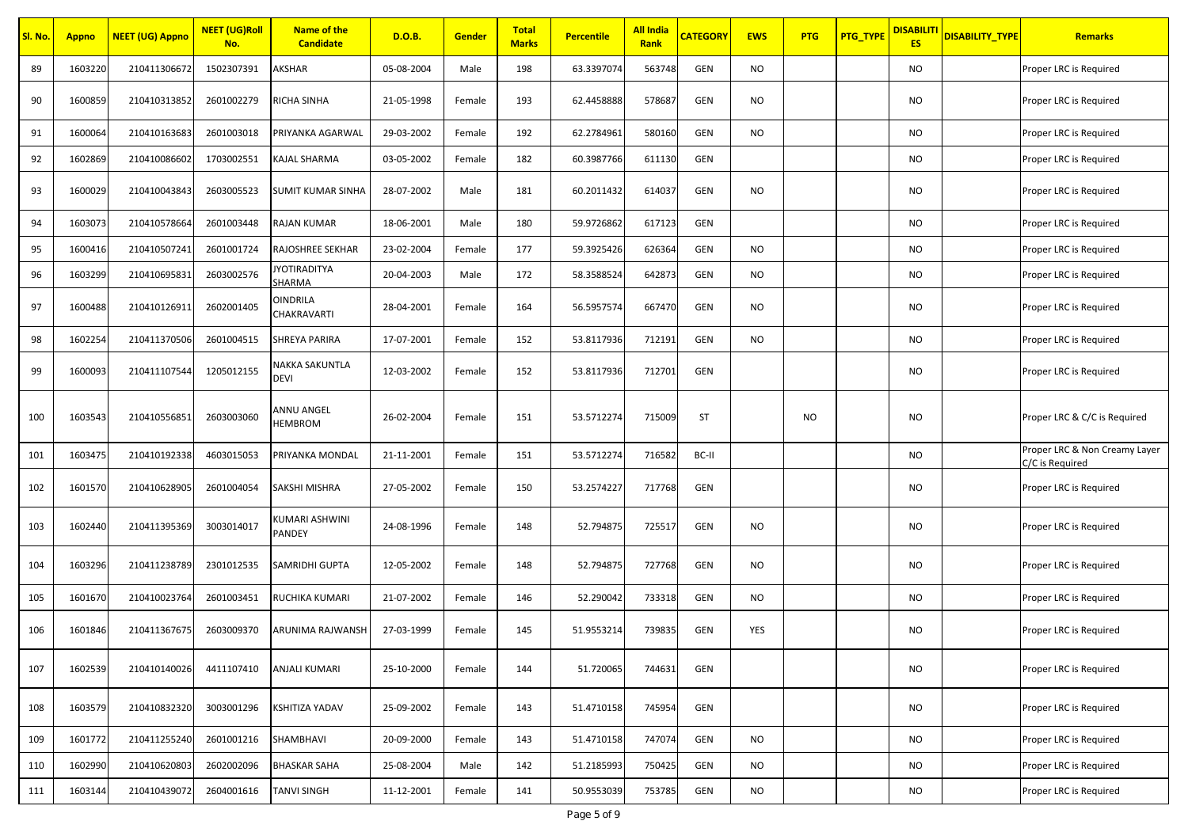| Sl. No. | Appno | NEET (UG) Appno | NEET (UG)Roll No. | Name of the Candidate | D.O.B. | Gender | Total Marks | Percentile | All India Rank | CATEGORY | EWS | PTG | PTG_TYPE | DISABILITIES | DISABILITY_TYPE | Remarks |
|---|---|---|---|---|---|---|---|---|---|---|---|---|---|---|---|---|
| 89 | 1603220 | 210411306672 | 1502307391 | AKSHAR | 05-08-2004 | Male | 198 | 63.3397074 | 563748 | GEN | NO | | | NO | | Proper LRC is Required |
| 90 | 1600859 | 210410313852 | 2601002279 | RICHA SINHA | 21-05-1998 | Female | 193 | 62.4458888 | 578687 | GEN | NO | | | NO | | Proper LRC is Required |
| 91 | 1600064 | 210410163683 | 2601003018 | PRIYANKA AGARWAL | 29-03-2002 | Female | 192 | 62.2784961 | 580160 | GEN | NO | | | NO | | Proper LRC is Required |
| 92 | 1602869 | 210410086602 | 1703002551 | KAJAL SHARMA | 03-05-2002 | Female | 182 | 60.3987766 | 611130 | GEN | | | | NO | | Proper LRC is Required |
| 93 | 1600029 | 210410043843 | 2603005523 | SUMIT KUMAR SINHA | 28-07-2002 | Male | 181 | 60.2011432 | 614037 | GEN | NO | | | NO | | Proper LRC is Required |
| 94 | 1603073 | 210410578664 | 2601003448 | RAJAN KUMAR | 18-06-2001 | Male | 180 | 59.9726862 | 617123 | GEN | | | | NO | | Proper LRC is Required |
| 95 | 1600416 | 210410507241 | 2601001724 | RAJOSHREE SEKHAR | 23-02-2004 | Female | 177 | 59.3925426 | 626364 | GEN | NO | | | NO | | Proper LRC is Required |
| 96 | 1603299 | 210410695831 | 2603002576 | JYOTIRADITYA SHARMA | 20-04-2003 | Male | 172 | 58.3588524 | 642873 | GEN | NO | | | NO | | Proper LRC is Required |
| 97 | 1600488 | 210410126911 | 2602001405 | OINDRILA CHAKRAVARTI | 28-04-2001 | Female | 164 | 56.5957574 | 667470 | GEN | NO | | | NO | | Proper LRC is Required |
| 98 | 1602254 | 210411370506 | 2601004515 | SHREYA PARIRA | 17-07-2001 | Female | 152 | 53.8117936 | 712191 | GEN | NO | | | NO | | Proper LRC is Required |
| 99 | 1600093 | 210411107544 | 1205012155 | NAKKA SAKUNTLA DEVI | 12-03-2002 | Female | 152 | 53.8117936 | 712701 | GEN | | | | NO | | Proper LRC is Required |
| 100 | 1603543 | 210410556851 | 2603003060 | ANNU ANGEL HEMBROM | 26-02-2004 | Female | 151 | 53.5712274 | 715009 | ST | | NO | | NO | | Proper LRC & C/C is Required |
| 101 | 1603475 | 210410192338 | 4603015053 | PRIYANKA MONDAL | 21-11-2001 | Female | 151 | 53.5712274 | 716582 | BC-II | | | | NO | | Proper LRC & Non Creamy Layer C/C is Required |
| 102 | 1601570 | 210410628905 | 2601004054 | SAKSHI MISHRA | 27-05-2002 | Female | 150 | 53.2574227 | 717768 | GEN | | | | NO | | Proper LRC is Required |
| 103 | 1602440 | 210411395369 | 3003014017 | KUMARI ASHWINI PANDEY | 24-08-1996 | Female | 148 | 52.794875 | 725517 | GEN | NO | | | NO | | Proper LRC is Required |
| 104 | 1603296 | 210411238789 | 2301012535 | SAMRIDHI GUPTA | 12-05-2002 | Female | 148 | 52.794875 | 727768 | GEN | NO | | | NO | | Proper LRC is Required |
| 105 | 1601670 | 210410023764 | 2601003451 | RUCHIKA KUMARI | 21-07-2002 | Female | 146 | 52.290042 | 733318 | GEN | NO | | | NO | | Proper LRC is Required |
| 106 | 1601846 | 210411367675 | 2603009370 | ARUNIMA RAJWANSH | 27-03-1999 | Female | 145 | 51.9553214 | 739835 | GEN | YES | | | NO | | Proper LRC is Required |
| 107 | 1602539 | 210410140026 | 4411107410 | ANJALI KUMARI | 25-10-2000 | Female | 144 | 51.720065 | 744631 | GEN | | | | NO | | Proper LRC is Required |
| 108 | 1603579 | 210410832320 | 3003001296 | KSHITIZA YADAV | 25-09-2002 | Female | 143 | 51.4710158 | 745954 | GEN | | | | NO | | Proper LRC is Required |
| 109 | 1601772 | 210411255240 | 2601001216 | SHAMBHAVI | 20-09-2000 | Female | 143 | 51.4710158 | 747074 | GEN | NO | | | NO | | Proper LRC is Required |
| 110 | 1602990 | 210410620803 | 2602002096 | BHASKAR SAHA | 25-08-2004 | Male | 142 | 51.2185993 | 750425 | GEN | NO | | | NO | | Proper LRC is Required |
| 111 | 1603144 | 210410439072 | 2604001616 | TANVI SINGH | 11-12-2001 | Female | 141 | 50.9553039 | 753785 | GEN | NO | | | NO | | Proper LRC is Required |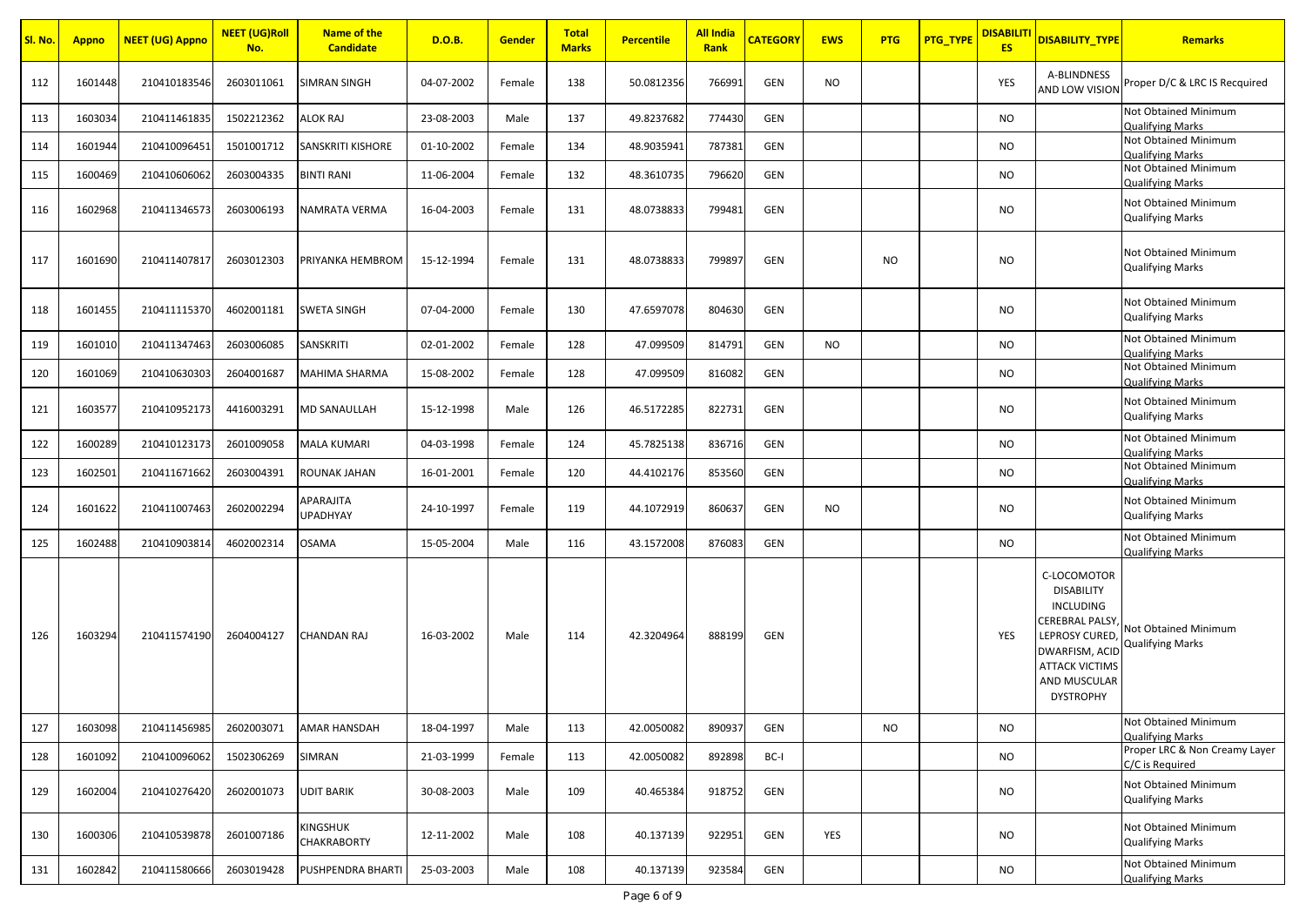| Sl. No. | Appno | NEET (UG) Appno | NEET (UG)Roll No. | Name of the Candidate | D.O.B. | Gender | Total Marks | Percentile | All India Rank | CATEGORY | EWS | PTG | PTG_TYPE | DISABILITIES | DISABILITY_TYPE | Remarks |
|---|---|---|---|---|---|---|---|---|---|---|---|---|---|---|---|---|
| 112 | 1601448 | 210410183546 | 2603011061 | SIMRAN SINGH | 04-07-2002 | Female | 138 | 50.0812356 | 766991 | GEN | NO | | | YES | A-BLINDNESS AND LOW VISION | Proper D/C & LRC IS Required |
| 113 | 1603034 | 210411461835 | 1502212362 | ALOK RAJ | 23-08-2003 | Male | 137 | 49.8237682 | 774430 | GEN | | | | NO | | Not Obtained Minimum Qualifying Marks |
| 114 | 1601944 | 210410096451 | 1501001712 | SANSKRITI KISHORE | 01-10-2002 | Female | 134 | 48.9035941 | 787381 | GEN | | | | NO | | Not Obtained Minimum Qualifying Marks |
| 115 | 1600469 | 210410606062 | 2603004335 | BINTI RANI | 11-06-2004 | Female | 132 | 48.3610735 | 796620 | GEN | | | | NO | | Not Obtained Minimum Qualifying Marks |
| 116 | 1602968 | 210411346573 | 2603006193 | NAMRATA VERMA | 16-04-2003 | Female | 131 | 48.0738833 | 799481 | GEN | | | | NO | | Not Obtained Minimum Qualifying Marks |
| 117 | 1601690 | 210411407817 | 2603012303 | PRIYANKA HEMBROM | 15-12-1994 | Female | 131 | 48.0738833 | 799897 | GEN | | NO | | NO | | Not Obtained Minimum Qualifying Marks |
| 118 | 1601455 | 210411115370 | 4602001181 | SWETA SINGH | 07-04-2000 | Female | 130 | 47.6597078 | 804630 | GEN | | | | NO | | Not Obtained Minimum Qualifying Marks |
| 119 | 1601010 | 210411347463 | 2603006085 | SANSKRITI | 02-01-2002 | Female | 128 | 47.099509 | 814791 | GEN | NO | | | NO | | Not Obtained Minimum Qualifying Marks |
| 120 | 1601069 | 210410630303 | 2604001687 | MAHIMA SHARMA | 15-08-2002 | Female | 128 | 47.099509 | 816082 | GEN | | | | NO | | Not Obtained Minimum Qualifying Marks |
| 121 | 1603577 | 210410952173 | 4416003291 | MD SANAULLAH | 15-12-1998 | Male | 126 | 46.5172285 | 822731 | GEN | | | | NO | | Not Obtained Minimum Qualifying Marks |
| 122 | 1600289 | 210410123173 | 2601009058 | MALA KUMARI | 04-03-1998 | Female | 124 | 45.7825138 | 836716 | GEN | | | | NO | | Not Obtained Minimum Qualifying Marks |
| 123 | 1602501 | 210411671662 | 2603004391 | ROUNAK JAHAN | 16-01-2001 | Female | 120 | 44.4102176 | 853560 | GEN | | | | NO | | Not Obtained Minimum Qualifying Marks |
| 124 | 1601622 | 210411007463 | 2602002294 | APARAJITA UPADHYAY | 24-10-1997 | Female | 119 | 44.1072919 | 860637 | GEN | NO | | | NO | | Not Obtained Minimum Qualifying Marks |
| 125 | 1602488 | 210410903814 | 4602002314 | OSAMA | 15-05-2004 | Male | 116 | 43.1572008 | 876083 | GEN | | | | NO | | Not Obtained Minimum Qualifying Marks |
| 126 | 1603294 | 210411574190 | 2604004127 | CHANDAN RAJ | 16-03-2002 | Male | 114 | 42.3204964 | 888199 | GEN | | | | YES | C-LOCOMOTOR DISABILITY INCLUDING CEREBRAL PALSY, LEPROSY CURED, DWARFISM, ACID ATTACK VICTIMS AND MUSCULAR DYSTROPHY | Not Obtained Minimum Qualifying Marks |
| 127 | 1603098 | 210411456985 | 2602003071 | AMAR HANSDAH | 18-04-1997 | Male | 113 | 42.0050082 | 890937 | GEN | | NO | | NO | | Not Obtained Minimum Qualifying Marks |
| 128 | 1601092 | 210410096062 | 1502306269 | SIMRAN | 21-03-1999 | Female | 113 | 42.0050082 | 892898 | BC-I | | | | NO | | Proper LRC & Non Creamy Layer C/C is Required |
| 129 | 1602004 | 210410276420 | 2602001073 | UDIT BARIK | 30-08-2003 | Male | 109 | 40.465384 | 918752 | GEN | | | | NO | | Not Obtained Minimum Qualifying Marks |
| 130 | 1600306 | 210410539878 | 2601007186 | KINGSHUK CHAKRABORTY | 12-11-2002 | Male | 108 | 40.137139 | 922951 | GEN | YES | | | NO | | Not Obtained Minimum Qualifying Marks |
| 131 | 1602842 | 210411580666 | 2603019428 | PUSHPENDRA BHARTI | 25-03-2003 | Male | 108 | 40.137139 | 923584 | GEN | | | | NO | | Not Obtained Minimum Qualifying Marks |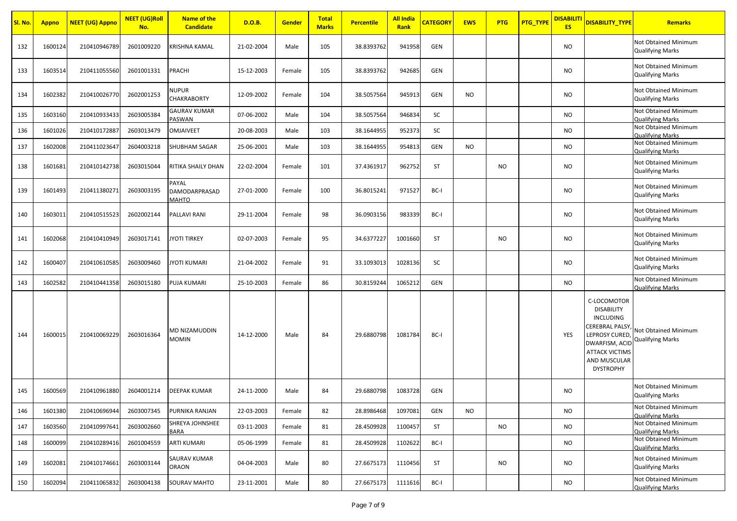| Sl. No. | Appno | NEET (UG) Appno | NEET (UG)Roll No. | Name of the Candidate | D.O.B. | Gender | Total Marks | Percentile | All India Rank | CATEGORY | EWS | PTG | PTG_TYPE | DISABILITIES | DISABILITY_TYPE | Remarks |
|---|---|---|---|---|---|---|---|---|---|---|---|---|---|---|---|---|
| 132 | 1600124 | 210410946789 | 2601009220 | KRISHNA KAMAL | 21-02-2004 | Male | 105 | 38.8393762 | 941958 | GEN | | | | NO | | Not Obtained Minimum Qualifying Marks |
| 133 | 1603514 | 210411055560 | 2601001331 | PRACHI | 15-12-2003 | Female | 105 | 38.8393762 | 942685 | GEN | | | | NO | | Not Obtained Minimum Qualifying Marks |
| 134 | 1602382 | 210410026770 | 2602001253 | NUPUR CHAKRABORTY | 12-09-2002 | Female | 104 | 38.5057564 | 945913 | GEN | NO | | | NO | | Not Obtained Minimum Qualifying Marks |
| 135 | 1603160 | 210410933433 | 2603005384 | GAURAV KUMAR PASWAN | 07-06-2002 | Male | 104 | 38.5057564 | 946834 | SC | | | | NO | | Not Obtained Minimum Qualifying Marks |
| 136 | 1601026 | 210410172887 | 2603013479 | OMJAIVEET | 20-08-2003 | Male | 103 | 38.1644955 | 952373 | SC | | | | NO | | Not Obtained Minimum Qualifying Marks |
| 137 | 1602008 | 210411023647 | 2604003218 | SHUBHAM SAGAR | 25-06-2001 | Male | 103 | 38.1644955 | 954813 | GEN | NO | | | NO | | Not Obtained Minimum Qualifying Marks |
| 138 | 1601681 | 210410142738 | 2603015044 | RITIKA SHAILY DHAN | 22-02-2004 | Female | 101 | 37.4361917 | 962752 | ST | | NO | | NO | | Not Obtained Minimum Qualifying Marks |
| 139 | 1601493 | 210411380271 | 2603003195 | PAYAL DAMODARPRASAD MAHTO | 27-01-2000 | Female | 100 | 36.8015241 | 971527 | BC-I | | | | NO | | Not Obtained Minimum Qualifying Marks |
| 140 | 1603011 | 210410515523 | 2602002144 | PALLAVI RANI | 29-11-2004 | Female | 98 | 36.0903156 | 983339 | BC-I | | | | NO | | Not Obtained Minimum Qualifying Marks |
| 141 | 1602068 | 210410410949 | 2603017141 | JYOTI TIRKEY | 02-07-2003 | Female | 95 | 34.6377227 | 1001660 | ST | | NO | | NO | | Not Obtained Minimum Qualifying Marks |
| 142 | 1600407 | 210410610585 | 2603009460 | JYOTI KUMARI | 21-04-2002 | Female | 91 | 33.1093013 | 1028136 | SC | | | | NO | | Not Obtained Minimum Qualifying Marks |
| 143 | 1602582 | 210410441358 | 2603015180 | PUJA KUMARI | 25-10-2003 | Female | 86 | 30.8159244 | 1065212 | GEN | | | | NO | | Not Obtained Minimum Qualifying Marks |
| 144 | 1600015 | 210410069229 | 2603016364 | MD NIZAMUDDIN MOMIN | 14-12-2000 | Male | 84 | 29.6880798 | 1081784 | BC-I | | | | YES | C-LOCOMOTOR DISABILITY INCLUDING CEREBRAL PALSY, LEPROSY CURED, DWARFISM, ACID ATTACK VICTIMS AND MUSCULAR DYSTROPHY | Not Obtained Minimum Qualifying Marks |
| 145 | 1600569 | 210410961880 | 2604001214 | DEEPAK KUMAR | 24-11-2000 | Male | 84 | 29.6880798 | 1083728 | GEN | | | | NO | | Not Obtained Minimum Qualifying Marks |
| 146 | 1601380 | 210410696944 | 2603007345 | PURNIKA RANJAN | 22-03-2003 | Female | 82 | 28.8986468 | 1097081 | GEN | NO | | | NO | | Not Obtained Minimum Qualifying Marks |
| 147 | 1603560 | 210410997641 | 2603002660 | SHREYA JOHNSHEE BARA | 03-11-2003 | Female | 81 | 28.4509928 | 1100457 | ST | | NO | | NO | | Not Obtained Minimum Qualifying Marks |
| 148 | 1600099 | 210410289416 | 2601004559 | ARTI KUMARI | 05-06-1999 | Female | 81 | 28.4509928 | 1102622 | BC-I | | | | NO | | Not Obtained Minimum Qualifying Marks |
| 149 | 1602081 | 210410174661 | 2603003144 | SAURAV KUMAR ORAON | 04-04-2003 | Male | 80 | 27.6675173 | 1110456 | ST | | NO | | NO | | Not Obtained Minimum Qualifying Marks |
| 150 | 1602094 | 210411065832 | 2603004138 | SOURAV MAHTO | 23-11-2001 | Male | 80 | 27.6675173 | 1111616 | BC-I | | | | NO | | Not Obtained Minimum Qualifying Marks |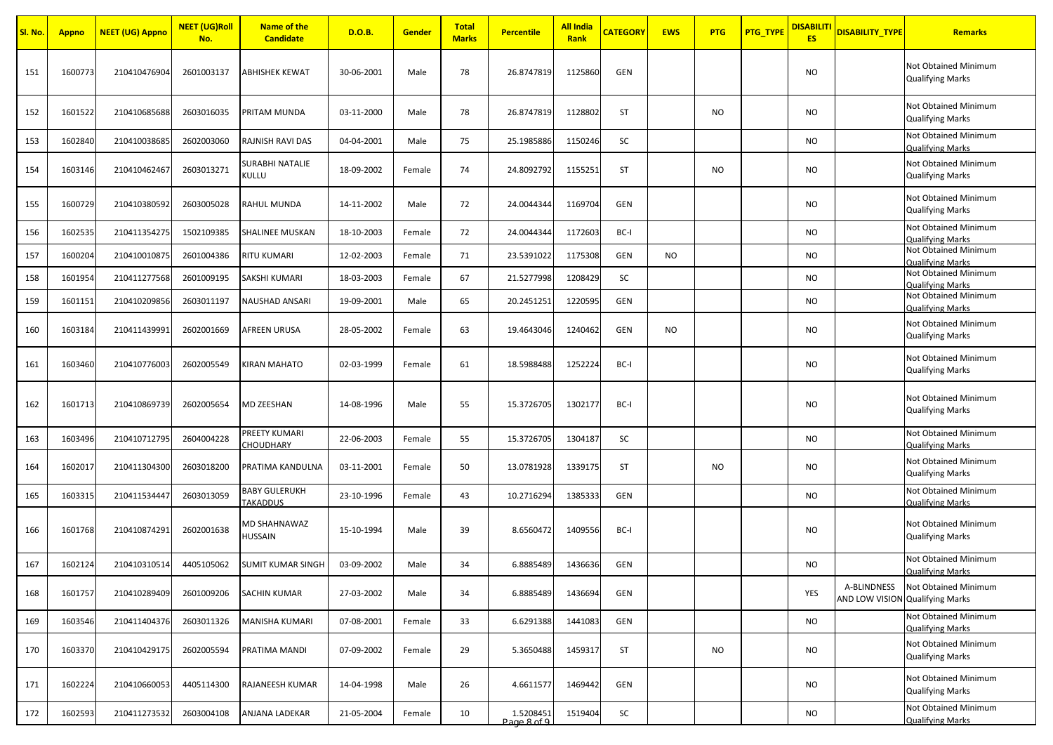| Sl. No. | Appno | NEET (UG) Appno | NEET (UG)Roll No. | Name of the Candidate | D.O.B. | Gender | Total Marks | Percentile | All India Rank | CATEGORY | EWS | PTG | PTG_TYPE | DISABILITIES | DISABILITY_TYPE | Remarks |
|---|---|---|---|---|---|---|---|---|---|---|---|---|---|---|---|---|
| 151 | 1600773 | 210410476904 | 2601003137 | ABHISHEK KEWAT | 30-06-2001 | Male | 78 | 26.8747819 | 1125860 | GEN | | | | NO | | Not Obtained Minimum Qualifying Marks |
| 152 | 1601522 | 210410685688 | 2603016035 | PRITAM MUNDA | 03-11-2000 | Male | 78 | 26.8747819 | 1128802 | ST | | NO | | NO | | Not Obtained Minimum Qualifying Marks |
| 153 | 1602840 | 210410038685 | 2602003060 | RAJNISH RAVI DAS | 04-04-2001 | Male | 75 | 25.1985886 | 1150246 | SC | | | | NO | | Not Obtained Minimum Qualifying Marks |
| 154 | 1603146 | 210410462467 | 2603013271 | SURABHI NATALIE KULLU | 18-09-2002 | Female | 74 | 24.8092792 | 1155251 | ST | | NO | | NO | | Not Obtained Minimum Qualifying Marks |
| 155 | 1600729 | 210410380592 | 2603005028 | RAHUL MUNDA | 14-11-2002 | Male | 72 | 24.0044344 | 1169704 | GEN | | | | NO | | Not Obtained Minimum Qualifying Marks |
| 156 | 1602535 | 210411354275 | 1502109385 | SHALINEE MUSKAN | 18-10-2003 | Female | 72 | 24.0044344 | 1172603 | BC-I | | | | NO | | Not Obtained Minimum Qualifying Marks |
| 157 | 1600204 | 210410010875 | 2601004386 | RITU KUMARI | 12-02-2003 | Female | 71 | 23.5391022 | 1175308 | GEN | NO | | | NO | | Not Obtained Minimum Qualifying Marks |
| 158 | 1601954 | 210411277568 | 2601009195 | SAKSHI KUMARI | 18-03-2003 | Female | 67 | 21.5277998 | 1208429 | SC | | | | NO | | Not Obtained Minimum Qualifying Marks |
| 159 | 1601151 | 210410209856 | 2603011197 | NAUSHAD ANSARI | 19-09-2001 | Male | 65 | 20.2451251 | 1220595 | GEN | | | | NO | | Not Obtained Minimum Qualifying Marks |
| 160 | 1603184 | 210411439991 | 2602001669 | AFREEN URUSA | 28-05-2002 | Female | 63 | 19.4643046 | 1240462 | GEN | NO | | | NO | | Not Obtained Minimum Qualifying Marks |
| 161 | 1603460 | 210410776003 | 2602005549 | KIRAN MAHATO | 02-03-1999 | Female | 61 | 18.5988488 | 1252224 | BC-I | | | | NO | | Not Obtained Minimum Qualifying Marks |
| 162 | 1601713 | 210410869739 | 2602005654 | MD ZEESHAN | 14-08-1996 | Male | 55 | 15.3726705 | 1302177 | BC-I | | | | NO | | Not Obtained Minimum Qualifying Marks |
| 163 | 1603496 | 210410712795 | 2604004228 | PREETY KUMARI CHOUDHARY | 22-06-2003 | Female | 55 | 15.3726705 | 1304187 | SC | | | | NO | | Not Obtained Minimum Qualifying Marks |
| 164 | 1602017 | 210411304300 | 2603018200 | PRATIMA KANDULNA | 03-11-2001 | Female | 50 | 13.0781928 | 1339175 | ST | | NO | | NO | | Not Obtained Minimum Qualifying Marks |
| 165 | 1603315 | 210411534447 | 2603013059 | BABY GULERUKH TAKADDUS | 23-10-1996 | Female | 43 | 10.2716294 | 1385333 | GEN | | | | NO | | Not Obtained Minimum Qualifying Marks |
| 166 | 1601768 | 210410874291 | 2602001638 | MD SHAHNAWAZ HUSSAIN | 15-10-1994 | Male | 39 | 8.6560472 | 1409556 | BC-I | | | | NO | | Not Obtained Minimum Qualifying Marks |
| 167 | 1602124 | 210410310514 | 4405105062 | SUMIT KUMAR SINGH | 03-09-2002 | Male | 34 | 6.8885489 | 1436636 | GEN | | | | NO | | Not Obtained Minimum Qualifying Marks |
| 168 | 1601757 | 210410289409 | 2601009206 | SACHIN KUMAR | 27-03-2002 | Male | 34 | 6.8885489 | 1436694 | GEN | | | | YES | A-BLINDNESS AND LOW VISION | Not Obtained Minimum Qualifying Marks |
| 169 | 1603546 | 210411404376 | 2603011326 | MANISHA KUMARI | 07-08-2001 | Female | 33 | 6.6291388 | 1441083 | GEN | | | | NO | | Not Obtained Minimum Qualifying Marks |
| 170 | 1603370 | 210410429175 | 2602005594 | PRATIMA MANDI | 07-09-2002 | Female | 29 | 5.3650488 | 1459317 | ST | | NO | | NO | | Not Obtained Minimum Qualifying Marks |
| 171 | 1602224 | 210410660053 | 4405114300 | RAJANEESH KUMAR | 14-04-1998 | Male | 26 | 4.6611577 | 1469442 | GEN | | | | NO | | Not Obtained Minimum Qualifying Marks |
| 172 | 1602593 | 210411273532 | 2603004108 | ANJANA LADEKAR | 21-05-2004 | Female | 10 | 1.5208451 | 1519404 | SC | | | | NO | | Not Obtained Minimum Qualifying Marks |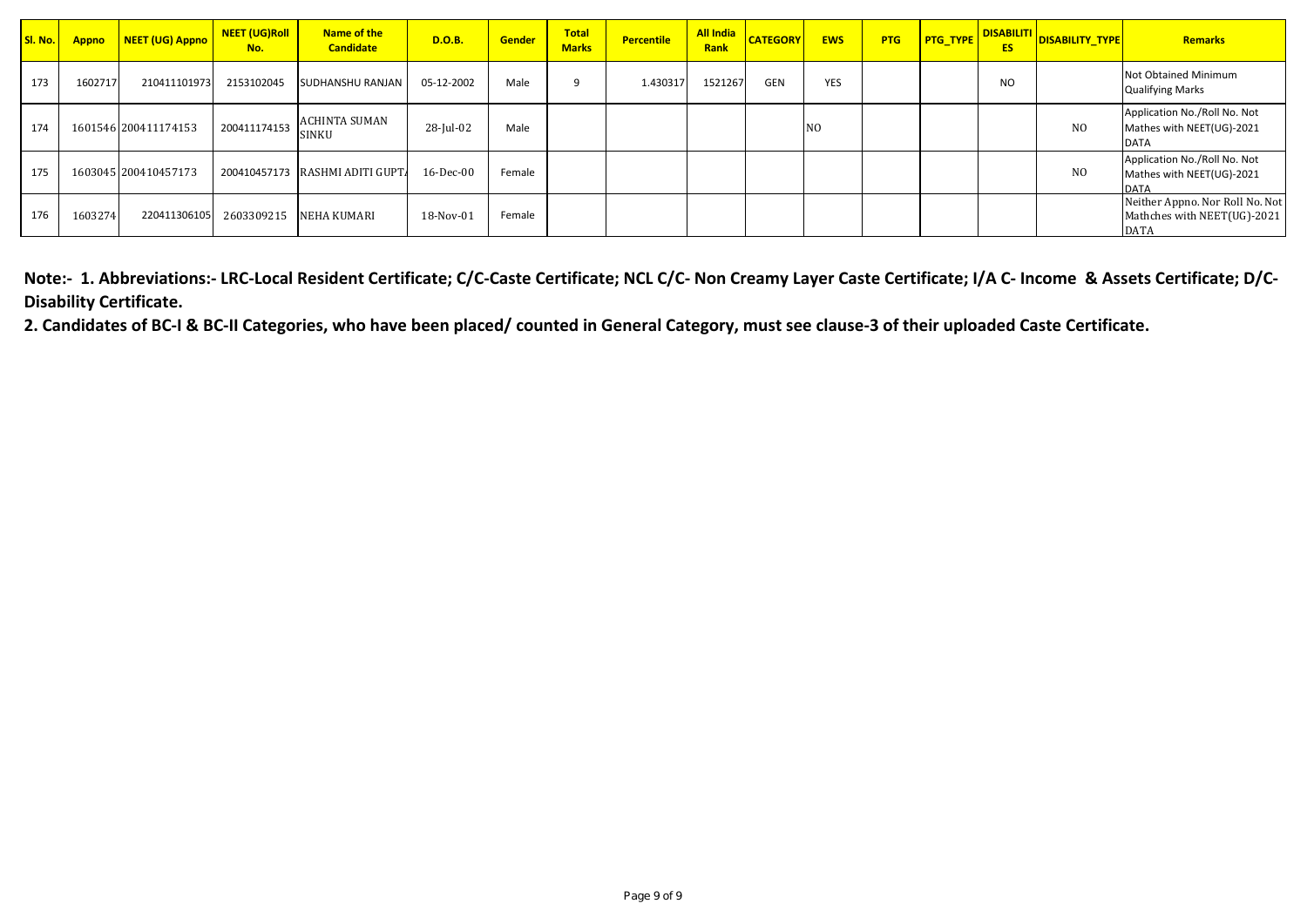| Sl. No. | Appno | NEET (UG) Appno | NEET (UG)Roll No. | Name of the Candidate | D.O.B. | Gender | Total Marks | Percentile | All India Rank | CATEGORY | EWS | PTG | PTG_TYPE | DISABILITIES | DISABILITY_TYPE | Remarks |
|---|---|---|---|---|---|---|---|---|---|---|---|---|---|---|---|---|
| 173 | 1602717 | 210411101973 | 2153102045 | SUDHANSHU RANJAN | 05-12-2002 | Male | 9 | 1.430317 | 1521267 | GEN | YES | | | NO | | Not Obtained Minimum Qualifying Marks |
| 174 | 1601546 | 200411174153 | 200411174153 | ACHINTA SUMAN SINKU | 28-Jul-02 | Male | | | | | NO | | | | NO | Application No./Roll No. Not Mathes with NEET(UG)-2021 DATA |
| 175 | 1603045 | 200410457173 | 200410457173 | RASHMI ADITI GUPTA | 16-Dec-00 | Female | | | | | | | | | NO | Application No./Roll No. Not Mathes with NEET(UG)-2021 DATA |
| 176 | 1603274 | 220411306105 | 2603309215 | NEHA KUMARI | 18-Nov-01 | Female | | | | | | | | | | Neither Appno. Nor Roll No. Not Mathches with NEET(UG)-2021 DATA |

**Note:- 1. Abbreviations:- LRC-Local Resident Certificate; C/C-Caste Certificate; NCL C/C- Non Creamy Layer Caste Certificate; I/A C- Income & Assets Certificate; D/C-Disability Certificate.**

**2. Candidates of BC-I & BC-II Categories, who have been placed/ counted in General Category, must see clause-3 of their uploaded Caste Certificate.**